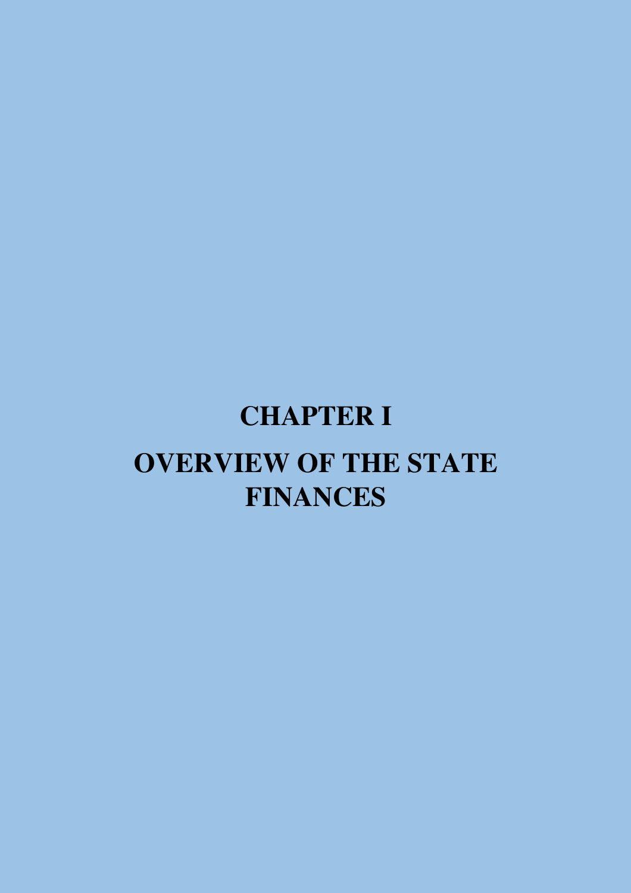# CHAPTER I

# OVERVIEW OF THE STATE FINANCES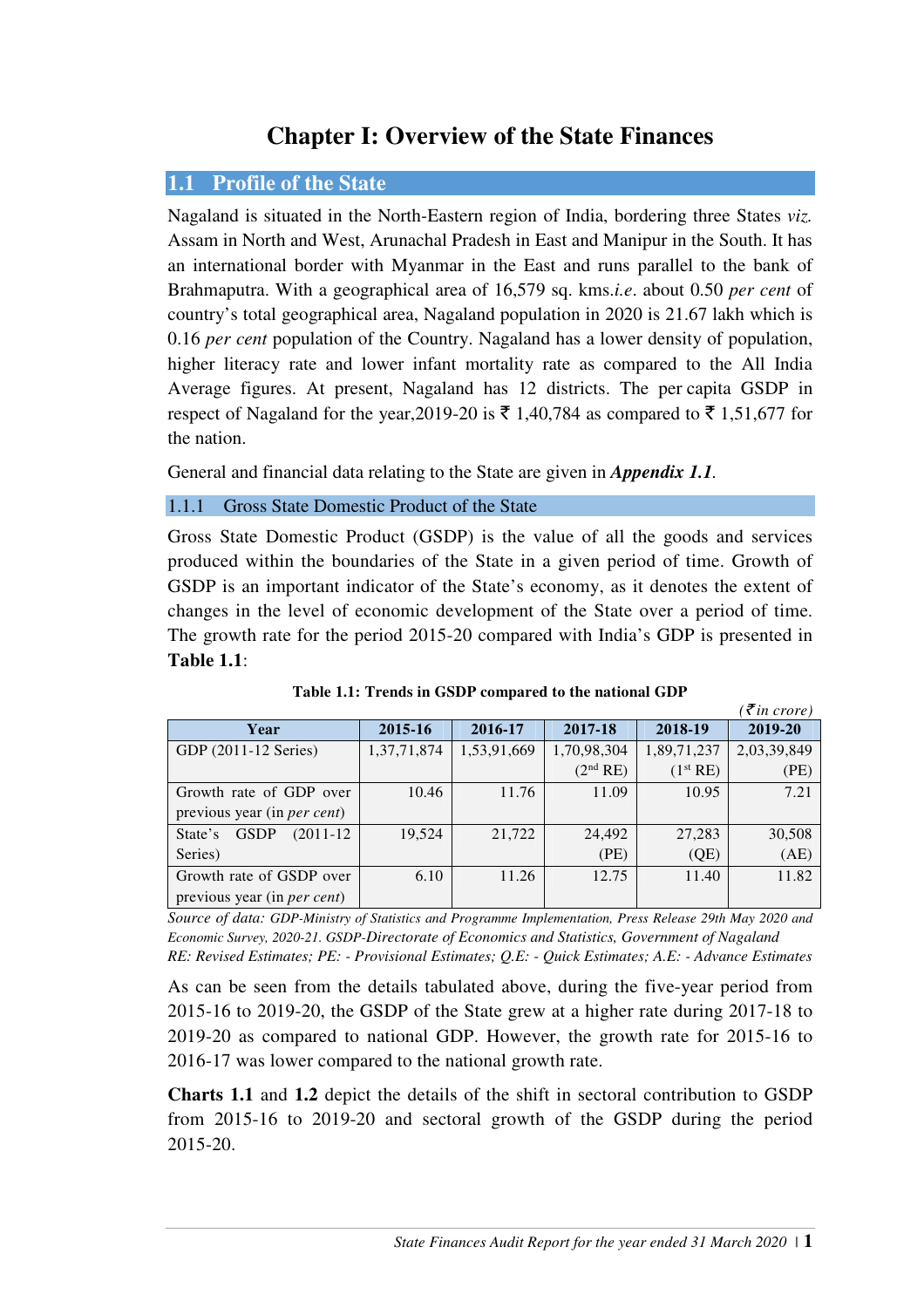# Chapter I: Overview of the State Finances

## 1.1 Profile of the State

Nagaland is situated in the North-Eastern region of India, bordering three States *viz.* Assam in North and West, Arunachal Pradesh in East and Manipur in the South. It has an international border with Myanmar in the East and runs parallel to the bank of Brahmaputra. With a geographical area of 16,579 sq. kms.*i.e*. about 0.50 *per cent* of country's total geographical area, Nagaland population in 2020 is 21.67 lakh which is 0.16 *per cent* population of the Country. Nagaland has a lower density of population, higher literacy rate and lower infant mortality rate as compared to the All India Average figures. At present, Nagaland has 12 districts. The per capita GSDP in respect of Nagaland for the year,2019-20 is ₹ 1,40,784 as compared to ₹ 1,51,677 for the nation.

General and financial data relating to the State are given in ***Appendix 1.1***.

### 1.1.1 Gross State Domestic Product of the State

Gross State Domestic Product (GSDP) is the value of all the goods and services produced within the boundaries of the State in a given period of time. Growth of GSDP is an important indicator of the State's economy, as it denotes the extent of changes in the level of economic development of the State over a period of time. The growth rate for the period 2015-20 compared with India's GDP is presented in **Table 1.1**:

**Table 1.1: Trends in GSDP compared to the national GDP**

*(₹ in crore)*

| Year | 2015-16 | 2016-17 | 2017-18 | 2018-19 | 2019-20 |
|---|---|---|---|---|---|
| GDP (2011-12 Series) | 1,37,71,874 | 1,53,91,669 | 1,70,98,304 (2nd RE) | 1,89,71,237 (1st RE) | 2,03,39,849 (PE) |
| Growth rate of GDP over previous year (in *per cent*) | 10.46 | 11.76 | 11.09 | 10.95 | 7.21 |
| State's GSDP (2011-12 Series) | 19,524 | 21,722 | 24,492 (PE) | 27,283 (QE) | 30,508 (AE) |
| Growth rate of GSDP over previous year (in *per cent*) | 6.10 | 11.26 | 12.75 | 11.40 | 11.82 |

*Source of data: GDP-Ministry of Statistics and Programme Implementation, Press Release 29th May 2020 and Economic Survey, 2020-21. GSDP-Directorate of Economics and Statistics, Government of Nagaland*
*RE: Revised Estimates; PE: - Provisional Estimates; Q.E: - Quick Estimates; A.E: - Advance Estimates*

As can be seen from the details tabulated above, during the five-year period from 2015-16 to 2019-20, the GSDP of the State grew at a higher rate during 2017-18 to 2019-20 as compared to national GDP. However, the growth rate for 2015-16 to 2016-17 was lower compared to the national growth rate.

**Charts 1.1** and **1.2** depict the details of the shift in sectoral contribution to GSDP from 2015-16 to 2019-20 and sectoral growth of the GSDP during the period 2015-20.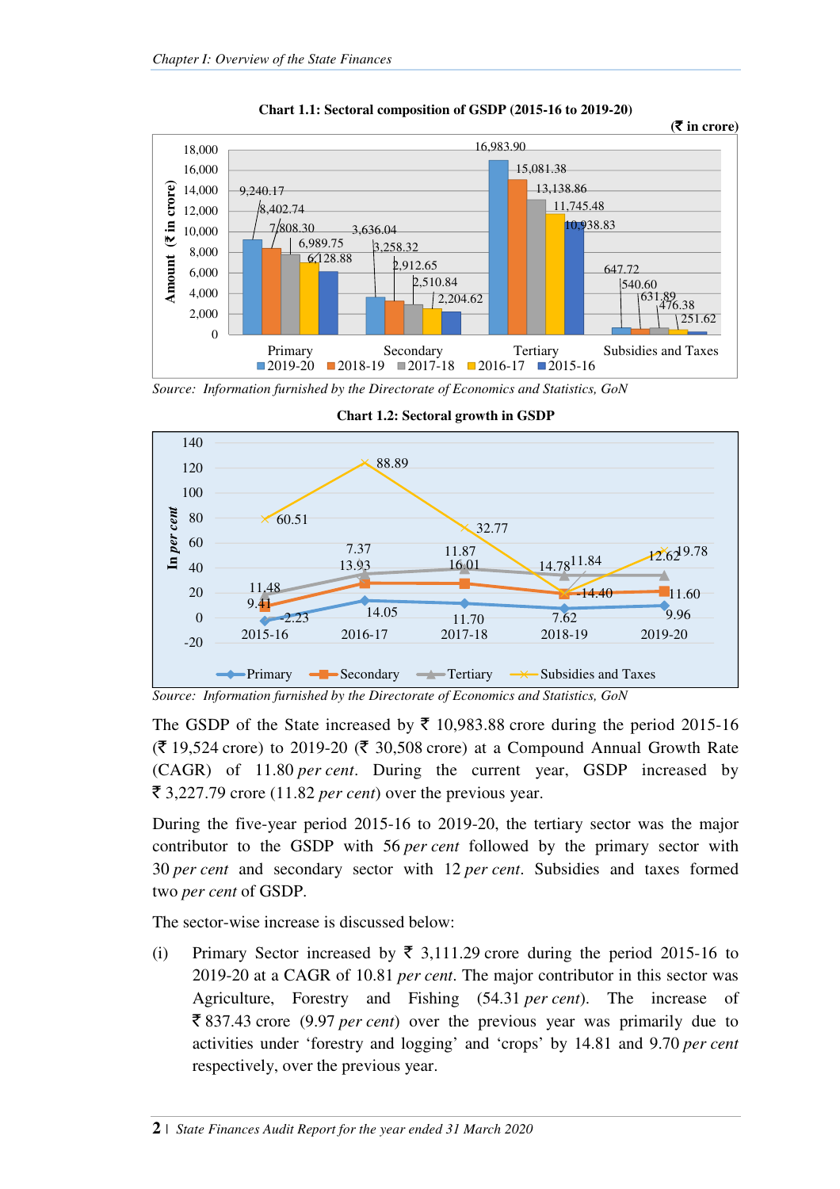**Chart 1.1: Sectoral composition of GSDP (2015-16 to 2019-20)**

(₹ in crore)

| Sector | 2019-20 | 2018-19 | 2017-18 | 2016-17 | 2015-16 |
|---|---|---|---|---|---|
| Primary | 9,240.17 | 8,402.74 | 7,808.30 | 6,989.75 | 6,128.88 |
| Secondary | 3,636.04 | 3,258.32 | 2,912.65 | 2,510.84 | 2,204.62 |
| Tertiary | 16,983.90 | 15,081.38 | 13,138.86 | 11,745.48 | 10,938.83 |
| Subsidies and Taxes | 647.72 | 540.60 | 631.89 | 476.38 | 251.62 |

*Source: Information furnished by the Directorate of Economics and Statistics, GoN*

**Chart 1.2: Sectoral growth in GSDP**

(In *per cent*)

| Sector | 2015-16 | 2016-17 | 2017-18 | 2018-19 | 2019-20 |
|---|---|---|---|---|---|
| Primary | -2.23 | 14.05 | 11.70 | 7.62 | 9.96 |
| Secondary | 9.41 | 13.93 | 16.01 | 11.84 | 11.60 |
| Tertiary | 11.48 | 7.37 | 11.87 | 14.78 | 12.62 |
| Subsidies and Taxes | 60.51 | 88.89 | 32.77 | -14.40 | 19.78 |

*Source: Information furnished by the Directorate of Economics and Statistics, GoN*

The GSDP of the State increased by ₹ 10,983.88 crore during the period 2015-16 (₹ 19,524 crore) to 2019-20 (₹ 30,508 crore) at a Compound Annual Growth Rate (CAGR) of 11.80 *per cent*. During the current year, GSDP increased by ₹ 3,227.79 crore (11.82 *per cent*) over the previous year.

During the five-year period 2015-16 to 2019-20, the tertiary sector was the major contributor to the GSDP with 56 *per cent* followed by the primary sector with 30 *per cent* and secondary sector with 12 *per cent*. Subsidies and taxes formed two *per cent* of GSDP.

The sector-wise increase is discussed below:

(i) Primary Sector increased by ₹ 3,111.29 crore during the period 2015-16 to 2019-20 at a CAGR of 10.81 *per cent*. The major contributor in this sector was Agriculture, Forestry and Fishing (54.31 *per cent*). The increase of ₹ 837.43 crore (9.97 *per cent*) over the previous year was primarily due to activities under 'forestry and logging' and 'crops' by 14.81 and 9.70 *per cent* respectively, over the previous year.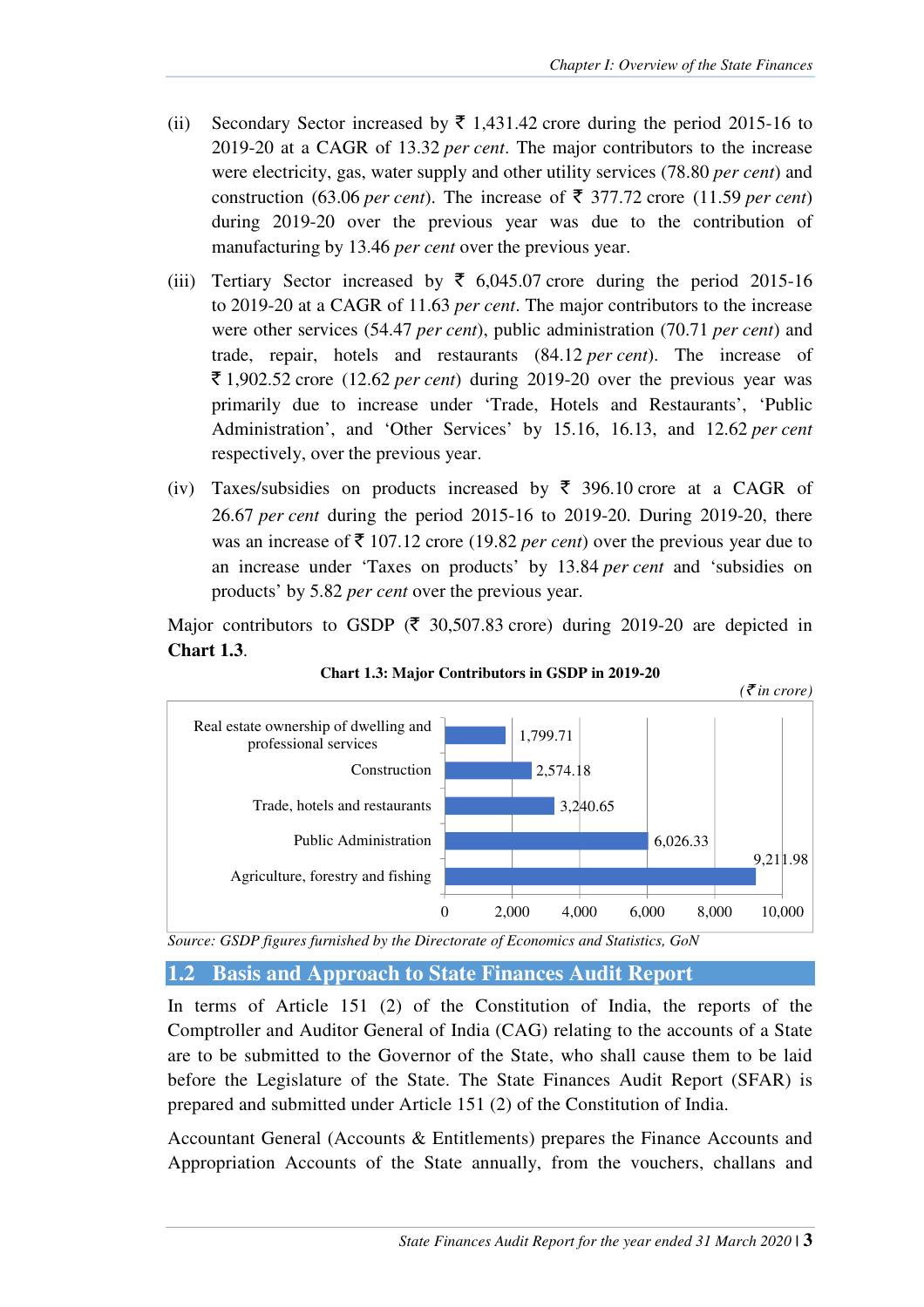(ii) Secondary Sector increased by ₹ 1,431.42 crore during the period 2015-16 to 2019-20 at a CAGR of 13.32 *per cent*. The major contributors to the increase were electricity, gas, water supply and other utility services (78.80 *per cent*) and construction (63.06 *per cent*). The increase of ₹ 377.72 crore (11.59 *per cent*) during 2019-20 over the previous year was due to the contribution of manufacturing by 13.46 *per cent* over the previous year.

(iii) Tertiary Sector increased by ₹ 6,045.07 crore during the period 2015-16 to 2019-20 at a CAGR of 11.63 *per cent*. The major contributors to the increase were other services (54.47 *per cent*), public administration (70.71 *per cent*) and trade, repair, hotels and restaurants (84.12 *per cent*). The increase of ₹ 1,902.52 crore (12.62 *per cent*) during 2019-20 over the previous year was primarily due to increase under 'Trade, Hotels and Restaurants', 'Public Administration', and 'Other Services' by 15.16, 16.13, and 12.62 *per cent* respectively, over the previous year.

(iv) Taxes/subsidies on products increased by ₹ 396.10 crore at a CAGR of 26.67 *per cent* during the period 2015-16 to 2019-20. During 2019-20, there was an increase of ₹ 107.12 crore (19.82 *per cent*) over the previous year due to an increase under 'Taxes on products' by 13.84 *per cent* and 'subsidies on products' by 5.82 *per cent* over the previous year.

Major contributors to GSDP (₹ 30,507.83 crore) during 2019-20 are depicted in **Chart 1.3**.

**Chart 1.3: Major Contributors in GSDP in 2019-20**

*(₹ in crore)*

| Sector | Value |
|---|---|
| Real estate ownership of dwelling and professional services | 1,799.71 |
| Construction | 2,574.18 |
| Trade, hotels and restaurants | 3,240.65 |
| Public Administration | 6,026.33 |
| Agriculture, forestry and fishing | 9,211.98 |

*Source: GSDP figures furnished by the Directorate of Economics and Statistics, GoN*

## 1.2 Basis and Approach to State Finances Audit Report

In terms of Article 151 (2) of the Constitution of India, the reports of the Comptroller and Auditor General of India (CAG) relating to the accounts of a State are to be submitted to the Governor of the State, who shall cause them to be laid before the Legislature of the State. The State Finances Audit Report (SFAR) is prepared and submitted under Article 151 (2) of the Constitution of India.

Accountant General (Accounts & Entitlements) prepares the Finance Accounts and Appropriation Accounts of the State annually, from the vouchers, challans and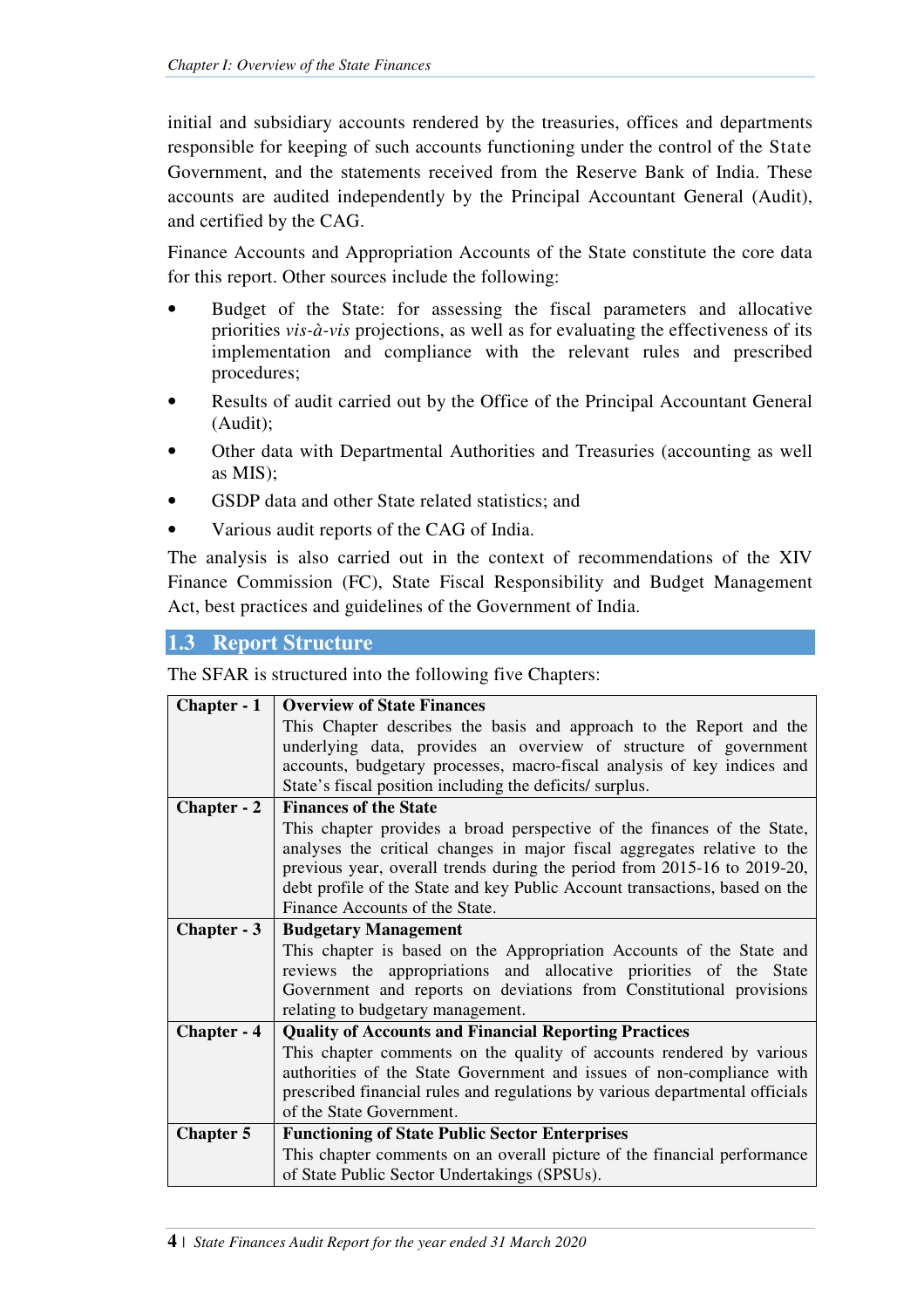initial and subsidiary accounts rendered by the treasuries, offices and departments responsible for keeping of such accounts functioning under the control of the State Government, and the statements received from the Reserve Bank of India. These accounts are audited independently by the Principal Accountant General (Audit), and certified by the CAG.

Finance Accounts and Appropriation Accounts of the State constitute the core data for this report. Other sources include the following:

- Budget of the State: for assessing the fiscal parameters and allocative priorities *vis-à-vis* projections, as well as for evaluating the effectiveness of its implementation and compliance with the relevant rules and prescribed procedures;
- Results of audit carried out by the Office of the Principal Accountant General (Audit);
- Other data with Departmental Authorities and Treasuries (accounting as well as MIS);
- GSDP data and other State related statistics; and
- Various audit reports of the CAG of India.

The analysis is also carried out in the context of recommendations of the XIV Finance Commission (FC), State Fiscal Responsibility and Budget Management Act, best practices and guidelines of the Government of India.

## 1.3 Report Structure

The SFAR is structured into the following five Chapters:

| Chapter | Description |
|---|---|
| **Chapter - 1** | **Overview of State Finances** This Chapter describes the basis and approach to the Report and the underlying data, provides an overview of structure of government accounts, budgetary processes, macro-fiscal analysis of key indices and State's fiscal position including the deficits/ surplus. |
| **Chapter - 2** | **Finances of the State** This chapter provides a broad perspective of the finances of the State, analyses the critical changes in major fiscal aggregates relative to the previous year, overall trends during the period from 2015-16 to 2019-20, debt profile of the State and key Public Account transactions, based on the Finance Accounts of the State. |
| **Chapter - 3** | **Budgetary Management** This chapter is based on the Appropriation Accounts of the State and reviews the appropriations and allocative priorities of the State Government and reports on deviations from Constitutional provisions relating to budgetary management. |
| **Chapter - 4** | **Quality of Accounts and Financial Reporting Practices** This chapter comments on the quality of accounts rendered by various authorities of the State Government and issues of non-compliance with prescribed financial rules and regulations by various departmental officials of the State Government. |
| **Chapter 5** | **Functioning of State Public Sector Enterprises** This chapter comments on an overall picture of the financial performance of State Public Sector Undertakings (SPSUs). |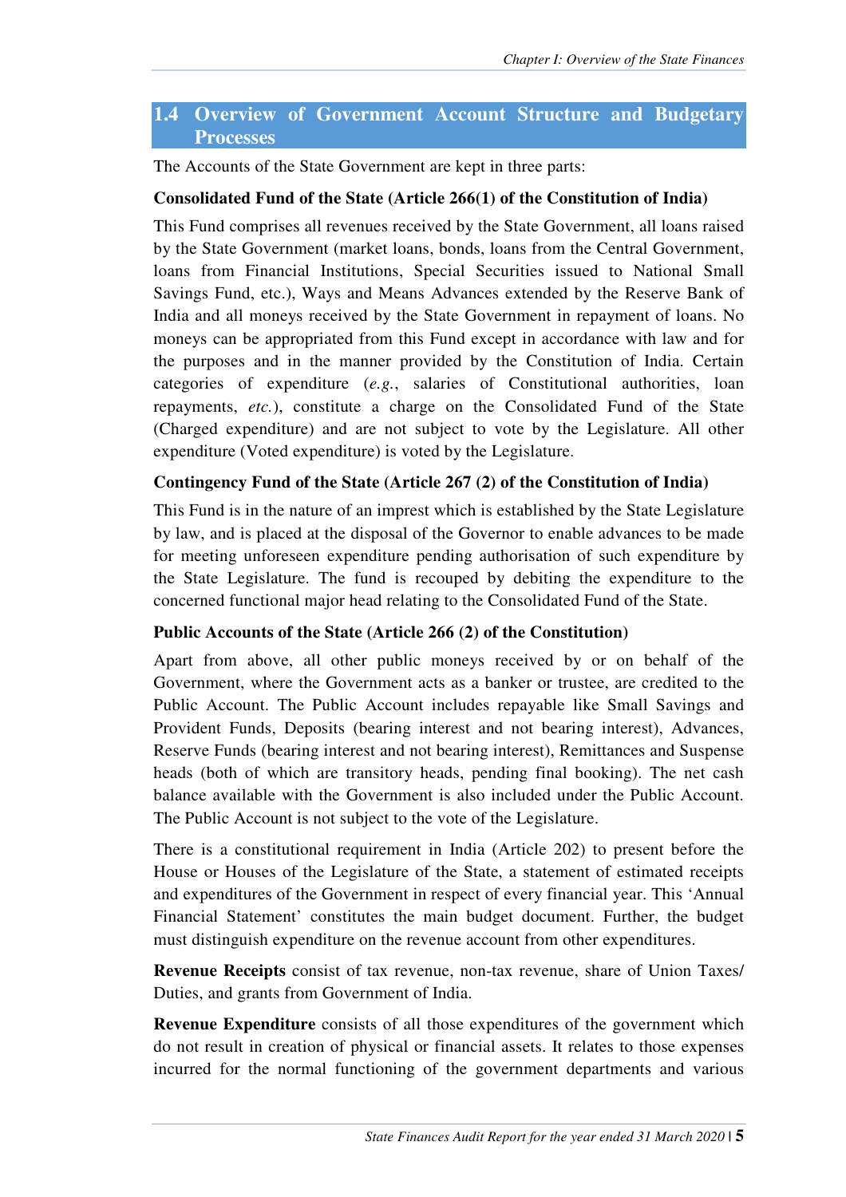## 1.4 Overview of Government Account Structure and Budgetary Processes

The Accounts of the State Government are kept in three parts:

**Consolidated Fund of the State (Article 266(1) of the Constitution of India)**

This Fund comprises all revenues received by the State Government, all loans raised by the State Government (market loans, bonds, loans from the Central Government, loans from Financial Institutions, Special Securities issued to National Small Savings Fund, etc.), Ways and Means Advances extended by the Reserve Bank of India and all moneys received by the State Government in repayment of loans. No moneys can be appropriated from this Fund except in accordance with law and for the purposes and in the manner provided by the Constitution of India. Certain categories of expenditure (*e.g.*, salaries of Constitutional authorities, loan repayments, *etc.*), constitute a charge on the Consolidated Fund of the State (Charged expenditure) and are not subject to vote by the Legislature. All other expenditure (Voted expenditure) is voted by the Legislature.

**Contingency Fund of the State (Article 267 (2) of the Constitution of India)**

This Fund is in the nature of an imprest which is established by the State Legislature by law, and is placed at the disposal of the Governor to enable advances to be made for meeting unforeseen expenditure pending authorisation of such expenditure by the State Legislature. The fund is recouped by debiting the expenditure to the concerned functional major head relating to the Consolidated Fund of the State.

**Public Accounts of the State (Article 266 (2) of the Constitution)**

Apart from above, all other public moneys received by or on behalf of the Government, where the Government acts as a banker or trustee, are credited to the Public Account. The Public Account includes repayable like Small Savings and Provident Funds, Deposits (bearing interest and not bearing interest), Advances, Reserve Funds (bearing interest and not bearing interest), Remittances and Suspense heads (both of which are transitory heads, pending final booking). The net cash balance available with the Government is also included under the Public Account. The Public Account is not subject to the vote of the Legislature.

There is a constitutional requirement in India (Article 202) to present before the House or Houses of the Legislature of the State, a statement of estimated receipts and expenditures of the Government in respect of every financial year. This 'Annual Financial Statement' constitutes the main budget document. Further, the budget must distinguish expenditure on the revenue account from other expenditures.

**Revenue Receipts** consist of tax revenue, non-tax revenue, share of Union Taxes/ Duties, and grants from Government of India.

**Revenue Expenditure** consists of all those expenditures of the government which do not result in creation of physical or financial assets. It relates to those expenses incurred for the normal functioning of the government departments and various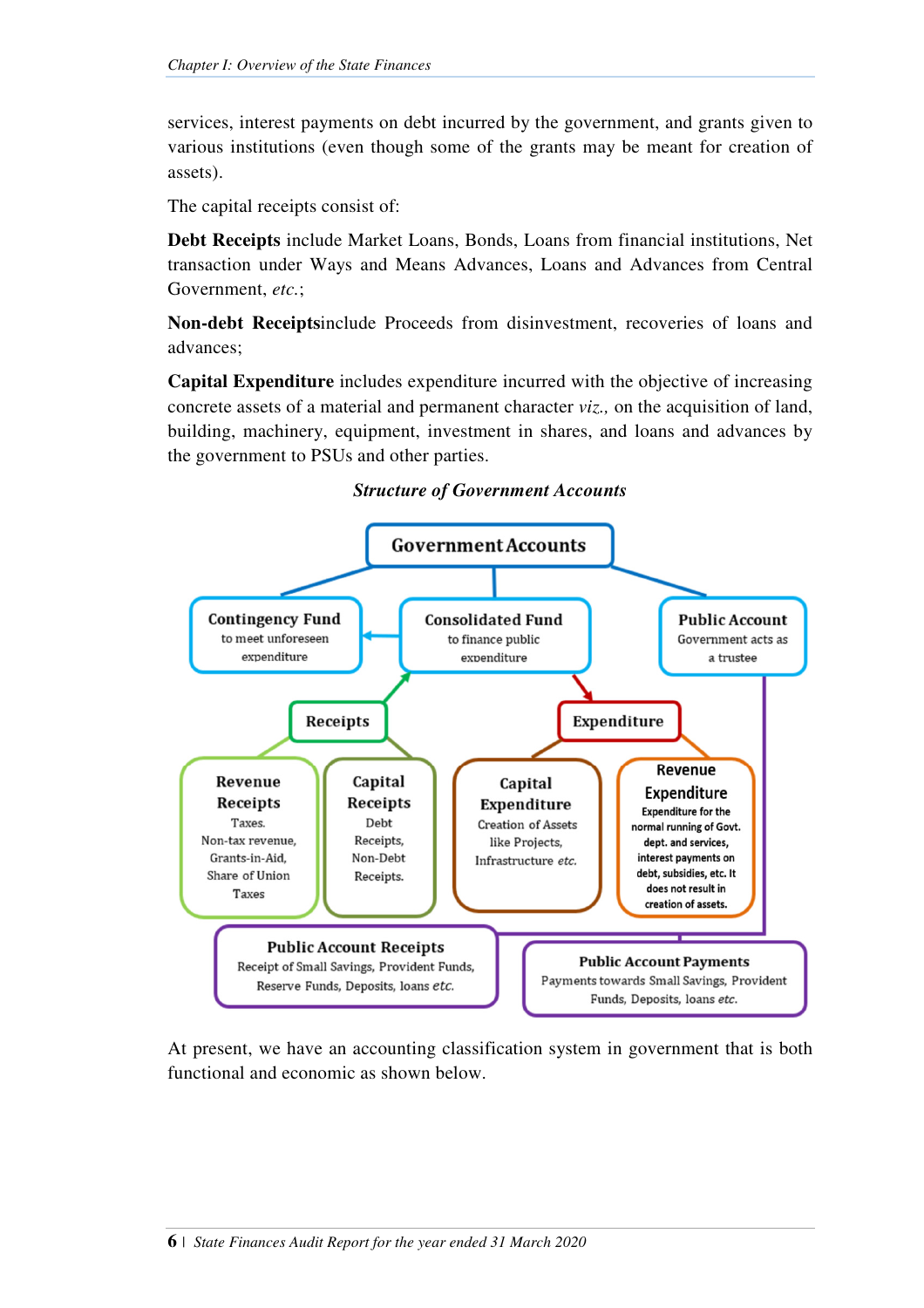services, interest payments on debt incurred by the government, and grants given to various institutions (even though some of the grants may be meant for creation of assets).

The capital receipts consist of:

**Debt Receipts** include Market Loans, Bonds, Loans from financial institutions, Net transaction under Ways and Means Advances, Loans and Advances from Central Government, *etc.*;

**Non-debt Receipts**include Proceeds from disinvestment, recoveries of loans and advances;

**Capital Expenditure** includes expenditure incurred with the objective of increasing concrete assets of a material and permanent character *viz.,* on the acquisition of land, building, machinery, equipment, investment in shares, and loans and advances by the government to PSUs and other parties.

***Structure of Government Accounts***

**Government Accounts**

- **Contingency Fund** to meet unforeseen expenditure
- **Consolidated Fund** to finance public expenditure
  - **Receipts**
    - **Revenue Receipts** Taxes, Non-tax revenue, Grants-in-Aid, Share of Union Taxes
    - **Capital Receipts** Debt Receipts, Non-Debt Receipts.
  - **Expenditure**
    - **Capital Expenditure** Creation of Assets like Projects, Infrastructure *etc.*
    - **Revenue Expenditure** Expenditure for the normal running of Govt. dept. and services, interest payments on debt, subsidies, etc. It does not result in creation of assets.
- **Public Account** Government acts as a trustee
  - **Public Account Receipts** Receipt of Small Savings, Provident Funds, Reserve Funds, Deposits, loans *etc.*
  - **Public Account Payments** Payments towards Small Savings, Provident Funds, Deposits, loans *etc.*

At present, we have an accounting classification system in government that is both functional and economic as shown below.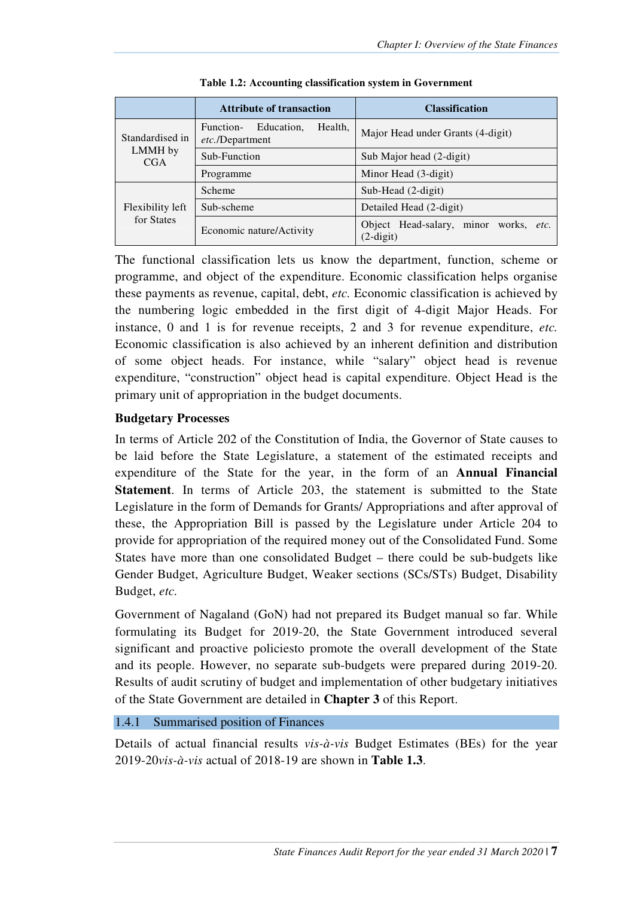**Table 1.2: Accounting classification system in Government**

| | Attribute of transaction | Classification |
|---|---|---|
| Standardised in LMMH by CGA | Function- Education, Health, *etc.*/Department | Major Head under Grants (4-digit) |
| | Sub-Function | Sub Major head (2-digit) |
| | Programme | Minor Head (3-digit) |
| Flexibility left for States | Scheme | Sub-Head (2-digit) |
| | Sub-scheme | Detailed Head (2-digit) |
| | Economic nature/Activity | Object Head-salary, minor works, *etc.* (2-digit) |

The functional classification lets us know the department, function, scheme or programme, and object of the expenditure. Economic classification helps organise these payments as revenue, capital, debt, *etc.* Economic classification is achieved by the numbering logic embedded in the first digit of 4-digit Major Heads. For instance, 0 and 1 is for revenue receipts, 2 and 3 for revenue expenditure, *etc.* Economic classification is also achieved by an inherent definition and distribution of some object heads. For instance, while "salary" object head is revenue expenditure, "construction" object head is capital expenditure. Object Head is the primary unit of appropriation in the budget documents.

**Budgetary Processes**

In terms of Article 202 of the Constitution of India, the Governor of State causes to be laid before the State Legislature, a statement of the estimated receipts and expenditure of the State for the year, in the form of an **Annual Financial Statement**. In terms of Article 203, the statement is submitted to the State Legislature in the form of Demands for Grants/ Appropriations and after approval of these, the Appropriation Bill is passed by the Legislature under Article 204 to provide for appropriation of the required money out of the Consolidated Fund. Some States have more than one consolidated Budget – there could be sub-budgets like Gender Budget, Agriculture Budget, Weaker sections (SCs/STs) Budget, Disability Budget, *etc.*

Government of Nagaland (GoN) had not prepared its Budget manual so far. While formulating its Budget for 2019-20, the State Government introduced several significant and proactive policiesto promote the overall development of the State and its people. However, no separate sub-budgets were prepared during 2019-20. Results of audit scrutiny of budget and implementation of other budgetary initiatives of the State Government are detailed in **Chapter 3** of this Report.

### 1.4.1 Summarised position of Finances

Details of actual financial results *vis-à-vis* Budget Estimates (BEs) for the year 2019-20*vis-à-vis* actual of 2018-19 are shown in **Table 1.3**.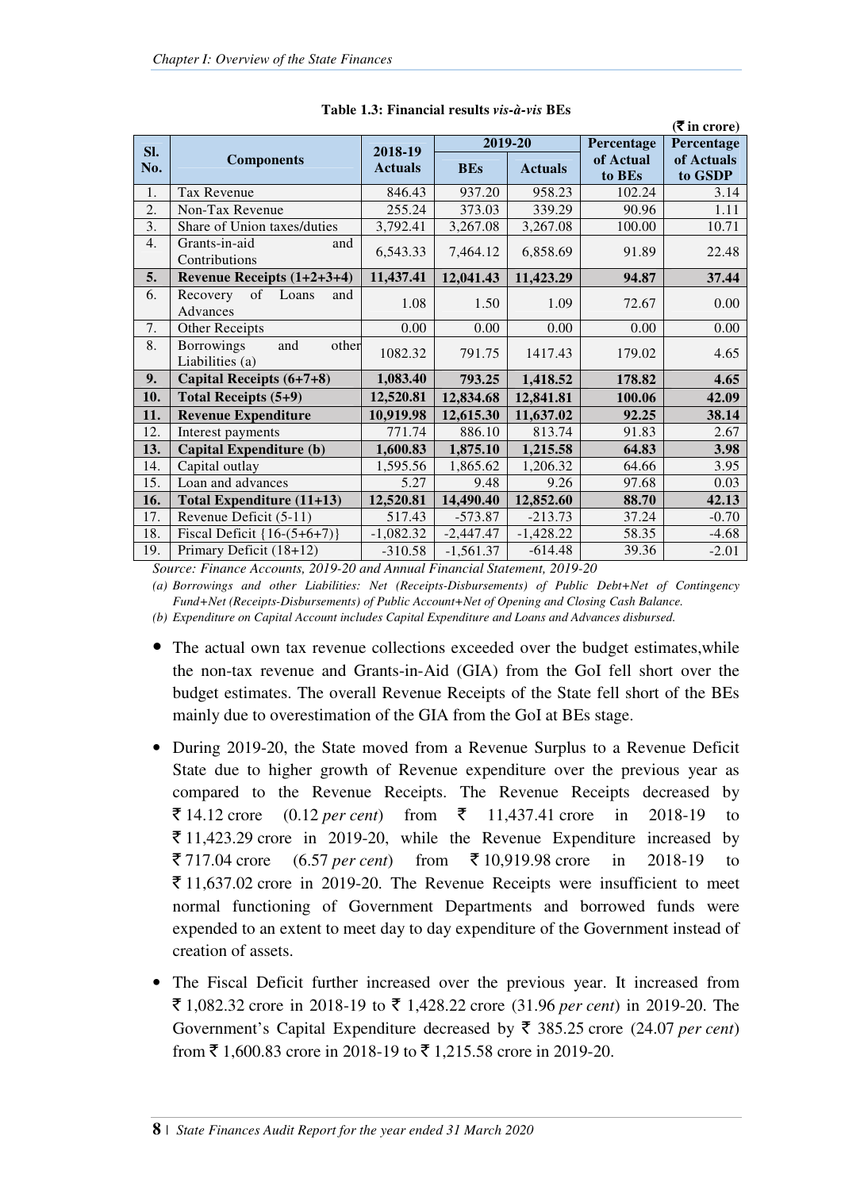**Table 1.3: Financial results *vis-à-vis* BEs**

(₹ in crore)

| Sl. No. | Components | 2018-19 Actuals | 2019-20 | | Percentage of Actual to BEs | Percentage of Actuals to GSDP |
|---|---|---|---|---|---|---|
| | | | BEs | Actuals | | |
| 1. | Tax Revenue | 846.43 | 937.20 | 958.23 | 102.24 | 3.14 |
| 2. | Non-Tax Revenue | 255.24 | 373.03 | 339.29 | 90.96 | 1.11 |
| 3. | Share of Union taxes/duties | 3,792.41 | 3,267.08 | 3,267.08 | 100.00 | 10.71 |
| 4. | Grants-in-aid and Contributions | 6,543.33 | 7,464.12 | 6,858.69 | 91.89 | 22.48 |
| **5.** | **Revenue Receipts (1+2+3+4)** | **11,437.41** | **12,041.43** | **11,423.29** | **94.87** | **37.44** |
| 6. | Recovery of Loans and Advances | 1.08 | 1.50 | 1.09 | 72.67 | 0.00 |
| 7. | Other Receipts | 0.00 | 0.00 | 0.00 | 0.00 | 0.00 |
| 8. | Borrowings and other Liabilities (a) | 1082.32 | 791.75 | 1417.43 | 179.02 | 4.65 |
| **9.** | **Capital Receipts (6+7+8)** | **1,083.40** | **793.25** | **1,418.52** | **178.82** | **4.65** |
| **10.** | **Total Receipts (5+9)** | **12,520.81** | **12,834.68** | **12,841.81** | **100.06** | **42.09** |
| **11.** | **Revenue Expenditure** | **10,919.98** | **12,615.30** | **11,637.02** | **92.25** | **38.14** |
| 12. | Interest payments | 771.74 | 886.10 | 813.74 | 91.83 | 2.67 |
| **13.** | **Capital Expenditure (b)** | **1,600.83** | **1,875.10** | **1,215.58** | **64.83** | **3.98** |
| 14. | Capital outlay | 1,595.56 | 1,865.62 | 1,206.32 | 64.66 | 3.95 |
| 15. | Loan and advances | 5.27 | 9.48 | 9.26 | 97.68 | 0.03 |
| **16.** | **Total Expenditure (11+13)** | **12,520.81** | **14,490.40** | **12,852.60** | **88.70** | **42.13** |
| 17. | Revenue Deficit (5-11) | 517.43 | -573.87 | -213.73 | 37.24 | -0.70 |
| 18. | Fiscal Deficit {16-(5+6+7)} | -1,082.32 | -2,447.47 | -1,428.22 | 58.35 | -4.68 |
| 19. | Primary Deficit (18+12) | -310.58 | -1,561.37 | -614.48 | 39.36 | -2.01 |

*Source: Finance Accounts, 2019-20 and Annual Financial Statement, 2019-20*

*(a) Borrowings and other Liabilities: Net (Receipts-Disbursements) of Public Debt+Net of Contingency Fund+Net (Receipts-Disbursements) of Public Account+Net of Opening and Closing Cash Balance.*

*(b) Expenditure on Capital Account includes Capital Expenditure and Loans and Advances disbursed.*

- The actual own tax revenue collections exceeded over the budget estimates,while the non-tax revenue and Grants-in-Aid (GIA) from the GoI fell short over the budget estimates. The overall Revenue Receipts of the State fell short of the BEs mainly due to overestimation of the GIA from the GoI at BEs stage.

- During 2019-20, the State moved from a Revenue Surplus to a Revenue Deficit State due to higher growth of Revenue expenditure over the previous year as compared to the Revenue Receipts. The Revenue Receipts decreased by ₹ 14.12 crore (0.12 *per cent*) from ₹ 11,437.41 crore in 2018-19 to ₹ 11,423.29 crore in 2019-20, while the Revenue Expenditure increased by ₹ 717.04 crore (6.57 *per cent*) from ₹ 10,919.98 crore in 2018-19 to ₹ 11,637.02 crore in 2019-20. The Revenue Receipts were insufficient to meet normal functioning of Government Departments and borrowed funds were expended to an extent to meet day to day expenditure of the Government instead of creation of assets.

- The Fiscal Deficit further increased over the previous year. It increased from ₹ 1,082.32 crore in 2018-19 to ₹ 1,428.22 crore (31.96 *per cent*) in 2019-20. The Government's Capital Expenditure decreased by ₹ 385.25 crore (24.07 *per cent*) from ₹ 1,600.83 crore in 2018-19 to ₹ 1,215.58 crore in 2019-20.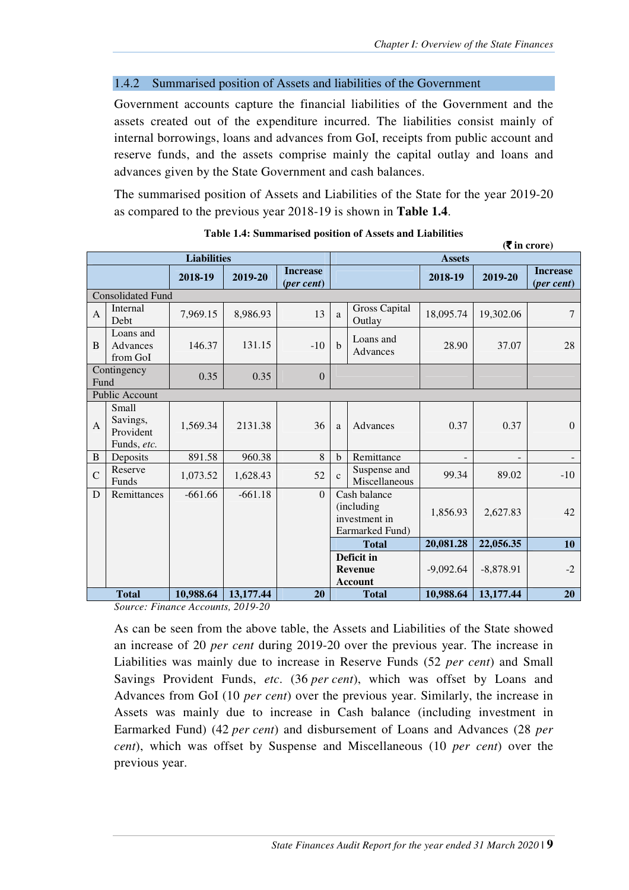### 1.4.2 Summarised position of Assets and liabilities of the Government

Government accounts capture the financial liabilities of the Government and the assets created out of the expenditure incurred. The liabilities consist mainly of internal borrowings, loans and advances from GoI, receipts from public account and reserve funds, and the assets comprise mainly the capital outlay and loans and advances given by the State Government and cash balances.

The summarised position of Assets and Liabilities of the State for the year 2019-20 as compared to the previous year 2018-19 is shown in **Table 1.4**.

**Table 1.4: Summarised position of Assets and Liabilities**

(₹ in crore)

| Liabilities | | | | | Assets | | | | |
|---|---|---|---|---|---|---|---|---|---|
| | | **2018-19** | **2019-20** | **Increase (*per cent*)** | | | **2018-19** | **2019-20** | **Increase (*per cent*)** |
| Consolidated Fund | | | | | | | | | |
| A | Internal Debt | 7,969.15 | 8,986.93 | 13 | a | Gross Capital Outlay | 18,095.74 | 19,302.06 | 7 |
| B | Loans and Advances from GoI | 146.37 | 131.15 | -10 | b | Loans and Advances | 28.90 | 37.07 | 28 |
| Contingency Fund | | 0.35 | 0.35 | 0 | | | | | |
| Public Account | | | | | | | | | |
| A | Small Savings, Provident Funds, *etc.* | 1,569.34 | 2131.38 | 36 | a | Advances | 0.37 | 0.37 | 0 |
| B | Deposits | 891.58 | 960.38 | 8 | b | Remittance | - | - | - |
| C | Reserve Funds | 1,073.52 | 1,628.43 | 52 | c | Suspense and Miscellaneous | 99.34 | 89.02 | -10 |
| D | Remittances | -661.66 | -661.18 | 0 | Cash balance (including investment in Earmarked Fund) | | 1,856.93 | 2,627.83 | 42 |
| | | | | | **Total** | | **20,081.28** | **22,056.35** | **10** |
| | | | | | **Deficit in Revenue Account** | | -9,092.64 | -8,878.91 | -2 |
| **Total** | | **10,988.64** | **13,177.44** | **20** | **Total** | | **10,988.64** | **13,177.44** | **20** |

*Source: Finance Accounts, 2019-20*

As can be seen from the above table, the Assets and Liabilities of the State showed an increase of 20 *per cent* during 2019-20 over the previous year. The increase in Liabilities was mainly due to increase in Reserve Funds (52 *per cent*) and Small Savings Provident Funds, *etc.* (36 *per cent*), which was offset by Loans and Advances from GoI (10 *per cent*) over the previous year. Similarly, the increase in Assets was mainly due to increase in Cash balance (including investment in Earmarked Fund) (42 *per cent*) and disbursement of Loans and Advances (28 *per cent*), which was offset by Suspense and Miscellaneous (10 *per cent*) over the previous year.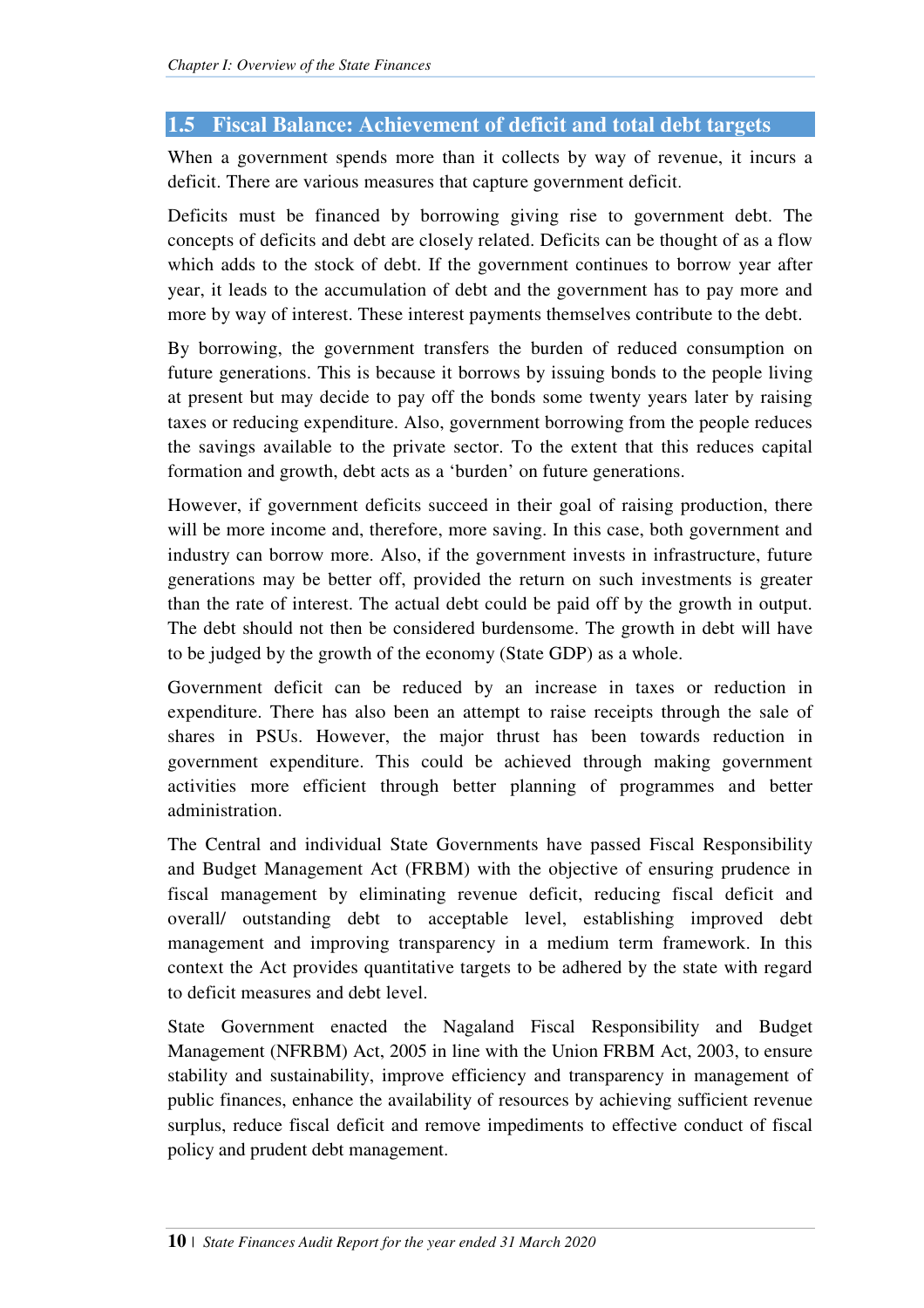## 1.5 Fiscal Balance: Achievement of deficit and total debt targets

When a government spends more than it collects by way of revenue, it incurs a deficit. There are various measures that capture government deficit.

Deficits must be financed by borrowing giving rise to government debt. The concepts of deficits and debt are closely related. Deficits can be thought of as a flow which adds to the stock of debt. If the government continues to borrow year after year, it leads to the accumulation of debt and the government has to pay more and more by way of interest. These interest payments themselves contribute to the debt.

By borrowing, the government transfers the burden of reduced consumption on future generations. This is because it borrows by issuing bonds to the people living at present but may decide to pay off the bonds some twenty years later by raising taxes or reducing expenditure. Also, government borrowing from the people reduces the savings available to the private sector. To the extent that this reduces capital formation and growth, debt acts as a 'burden' on future generations.

However, if government deficits succeed in their goal of raising production, there will be more income and, therefore, more saving. In this case, both government and industry can borrow more. Also, if the government invests in infrastructure, future generations may be better off, provided the return on such investments is greater than the rate of interest. The actual debt could be paid off by the growth in output. The debt should not then be considered burdensome. The growth in debt will have to be judged by the growth of the economy (State GDP) as a whole.

Government deficit can be reduced by an increase in taxes or reduction in expenditure. There has also been an attempt to raise receipts through the sale of shares in PSUs. However, the major thrust has been towards reduction in government expenditure. This could be achieved through making government activities more efficient through better planning of programmes and better administration.

The Central and individual State Governments have passed Fiscal Responsibility and Budget Management Act (FRBM) with the objective of ensuring prudence in fiscal management by eliminating revenue deficit, reducing fiscal deficit and overall/ outstanding debt to acceptable level, establishing improved debt management and improving transparency in a medium term framework. In this context the Act provides quantitative targets to be adhered by the state with regard to deficit measures and debt level.

State Government enacted the Nagaland Fiscal Responsibility and Budget Management (NFRBM) Act, 2005 in line with the Union FRBM Act, 2003, to ensure stability and sustainability, improve efficiency and transparency in management of public finances, enhance the availability of resources by achieving sufficient revenue surplus, reduce fiscal deficit and remove impediments to effective conduct of fiscal policy and prudent debt management.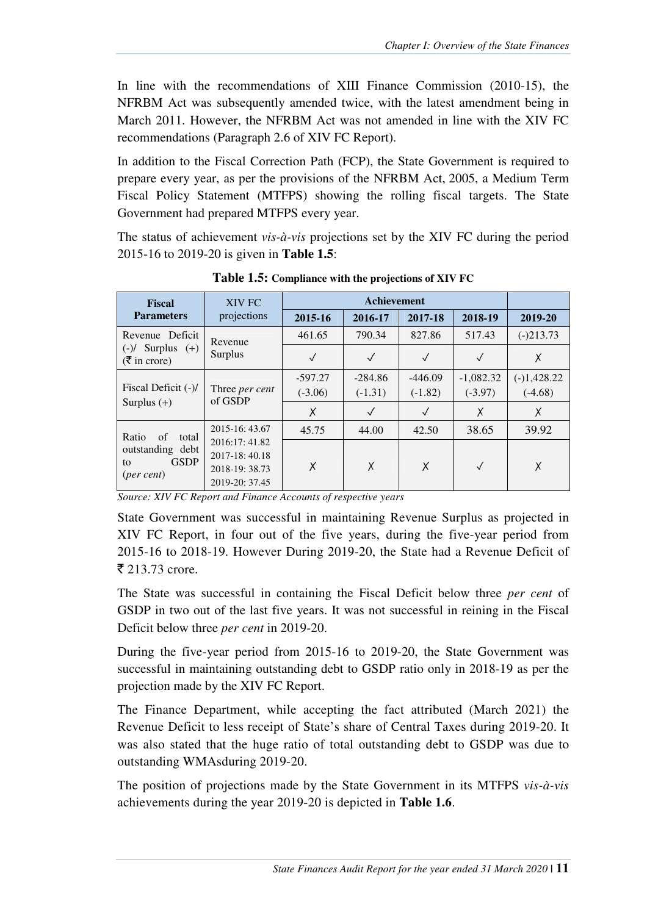In line with the recommendations of XIII Finance Commission (2010-15), the NFRBM Act was subsequently amended twice, with the latest amendment being in March 2011. However, the NFRBM Act was not amended in line with the XIV FC recommendations (Paragraph 2.6 of XIV FC Report).

In addition to the Fiscal Correction Path (FCP), the State Government is required to prepare every year, as per the provisions of the NFRBM Act, 2005, a Medium Term Fiscal Policy Statement (MTFPS) showing the rolling fiscal targets. The State Government had prepared MTFPS every year.

The status of achievement *vis-à-vis* projections set by the XIV FC during the period 2015-16 to 2019-20 is given in **Table 1.5**:

**Table 1.5: Compliance with the projections of XIV FC**

| Fiscal Parameters | XIV FC projections | Achievement | | | | |
|---|---|---|---|---|---|---|
| | | 2015-16 | 2016-17 | 2017-18 | 2018-19 | 2019-20 |
| Revenue Deficit (-)/ Surplus (+) (₹ in crore) | Revenue Surplus | 461.65 | 790.34 | 827.86 | 517.43 | (-)213.73 |
| | | ✓ | ✓ | ✓ | ✓ | ✗ |
| Fiscal Deficit (-)/ Surplus (+) | Three *per cent* of GSDP | -597.27 (-3.06) | -284.86 (-1.31) | -446.09 (-1.82) | -1,082.32 (-3.97) | (-)1,428.22 (-4.68) |
| | | ✗ | ✓ | ✓ | ✗ | ✗ |
| Ratio of total outstanding debt to GSDP (*per cent*) | 2015-16: 43.67<br>2016:17: 41.82<br>2017-18: 40.18<br>2018-19: 38.73<br>2019-20: 37.45 | 45.75 | 44.00 | 42.50 | 38.65 | 39.92 |
| | | ✗ | ✗ | ✗ | ✓ | ✗ |

*Source: XIV FC Report and Finance Accounts of respective years*

State Government was successful in maintaining Revenue Surplus as projected in XIV FC Report, in four out of the five years, during the five-year period from 2015-16 to 2018-19. However During 2019-20, the State had a Revenue Deficit of ₹ 213.73 crore.

The State was successful in containing the Fiscal Deficit below three *per cent* of GSDP in two out of the last five years. It was not successful in reining in the Fiscal Deficit below three *per cent* in 2019-20.

During the five-year period from 2015-16 to 2019-20, the State Government was successful in maintaining outstanding debt to GSDP ratio only in 2018-19 as per the projection made by the XIV FC Report.

The Finance Department, while accepting the fact attributed (March 2021) the Revenue Deficit to less receipt of State's share of Central Taxes during 2019-20. It was also stated that the huge ratio of total outstanding debt to GSDP was due to outstanding WMAsduring 2019-20.

The position of projections made by the State Government in its MTFPS *vis-à-vis* achievements during the year 2019-20 is depicted in **Table 1.6**.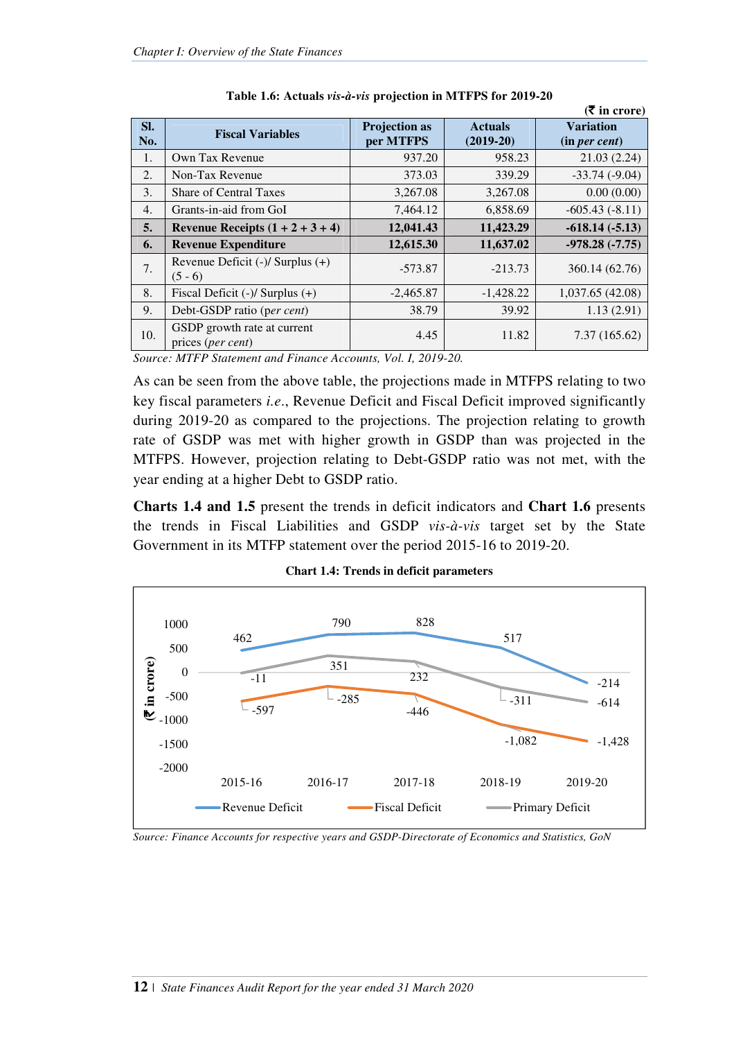**Table 1.6: Actuals *vis-à-vis* projection in MTFPS for 2019-20**

(₹ in crore)

| Sl. No. | Fiscal Variables | Projection as per MTFPS | Actuals (2019-20) | Variation (in *per cent*) |
|---|---|---|---|---|
| 1. | Own Tax Revenue | 937.20 | 958.23 | 21.03 (2.24) |
| 2. | Non-Tax Revenue | 373.03 | 339.29 | -33.74 (-9.04) |
| 3. | Share of Central Taxes | 3,267.08 | 3,267.08 | 0.00 (0.00) |
| 4. | Grants-in-aid from GoI | 7,464.12 | 6,858.69 | -605.43 (-8.11) |
| **5.** | **Revenue Receipts (1 + 2 + 3 + 4)** | **12,041.43** | **11,423.29** | **-618.14 (-5.13)** |
| **6.** | **Revenue Expenditure** | **12,615.30** | **11,637.02** | **-978.28 (-7.75)** |
| 7. | Revenue Deficit (-)/ Surplus (+) (5 - 6) | -573.87 | -213.73 | 360.14 (62.76) |
| 8. | Fiscal Deficit (-)/ Surplus (+) | -2,465.87 | -1,428.22 | 1,037.65 (42.08) |
| 9. | Debt-GSDP ratio (*per cent*) | 38.79 | 39.92 | 1.13 (2.91) |
| 10. | GSDP growth rate at current prices (*per cent*) | 4.45 | 11.82 | 7.37 (165.62) |

*Source: MTFP Statement and Finance Accounts, Vol. I, 2019-20.*

As can be seen from the above table, the projections made in MTFPS relating to two key fiscal parameters *i.e.*, Revenue Deficit and Fiscal Deficit improved significantly during 2019-20 as compared to the projections. The projection relating to growth rate of GSDP was met with higher growth in GSDP than was projected in the MTFPS. However, projection relating to Debt-GSDP ratio was not met, with the year ending at a higher Debt to GSDP ratio.

**Charts 1.4 and 1.5** present the trends in deficit indicators and **Chart 1.6** presents the trends in Fiscal Liabilities and GSDP *vis-à-vis* target set by the State Government in its MTFP statement over the period 2015-16 to 2019-20.

**Chart 1.4: Trends in deficit parameters**

| (₹ in crore) | 2015-16 | 2016-17 | 2017-18 | 2018-19 | 2019-20 |
|---|---|---|---|---|---|
| Revenue Deficit | 462 | 790 | 828 | 517 | -214 |
| Fiscal Deficit | -597 | -285 | -446 | -1,082 | -1,428 |
| Primary Deficit | -11 | 351 | 232 | -311 | -614 |

*Source: Finance Accounts for respective years and GSDP-Directorate of Economics and Statistics, GoN*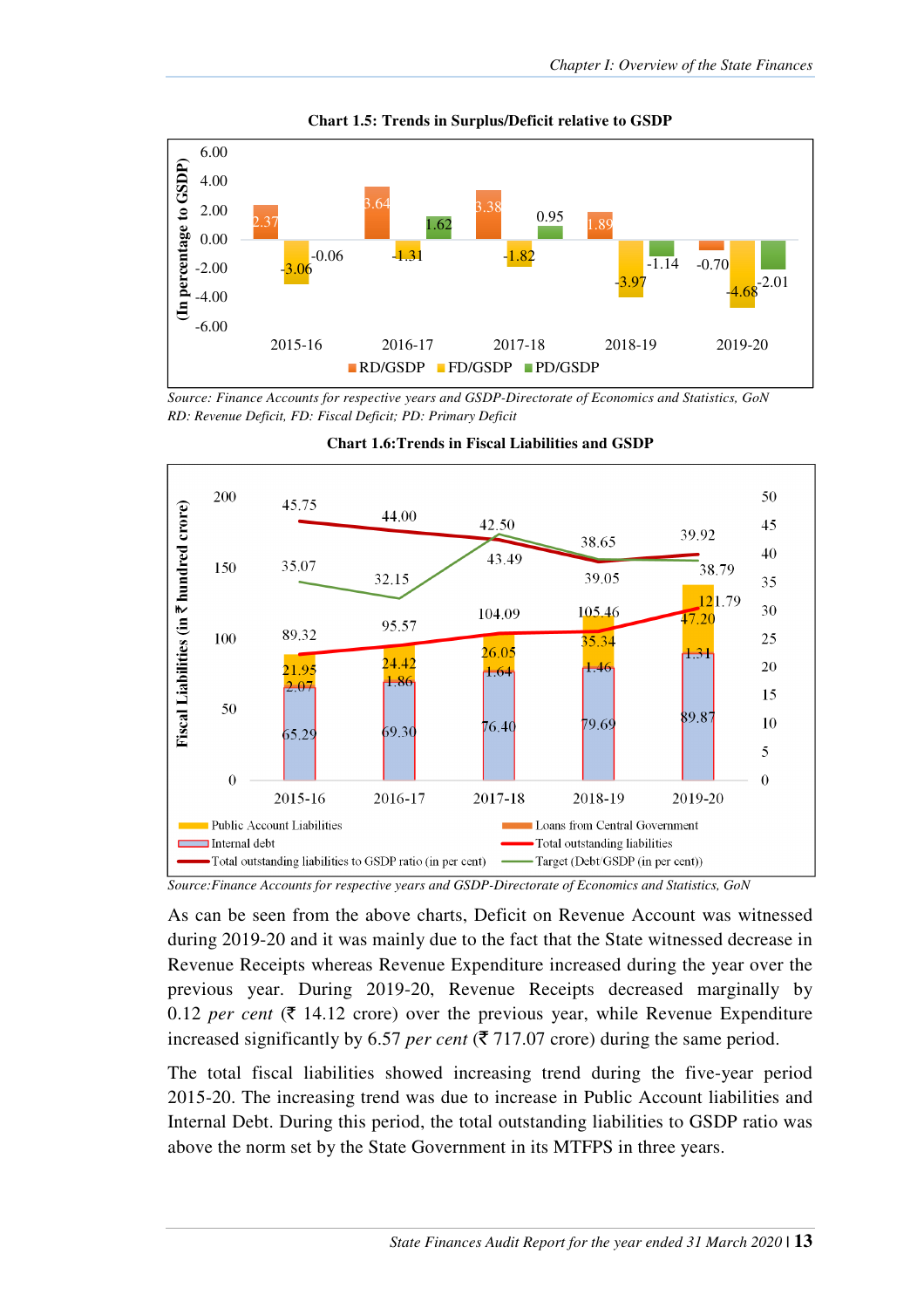**Chart 1.5: Trends in Surplus/Deficit relative to GSDP**

| Year | RD/GSDP | FD/GSDP | PD/GSDP |
|---|---|---|---|
| 2015-16 | 2.37 | -3.06 | -0.06 |
| 2016-17 | 3.64 | -1.31 | 1.62 |
| 2017-18 | 3.38 | -1.82 | 0.95 |
| 2018-19 | 1.89 | -3.97 | -1.14 |
| 2019-20 | -0.70 | -4.68 | -2.01 |

(In percentage to GSDP)

*Source: Finance Accounts for respective years and GSDP-Directorate of Economics and Statistics, GoN*
*RD: Revenue Deficit, FD: Fiscal Deficit; PD: Primary Deficit*

**Chart 1.6:Trends in Fiscal Liabilities and GSDP**

| Year | Internal debt | Loans from Central Government | Public Account Liabilities | Total outstanding liabilities | Total outstanding liabilities to GSDP ratio (in per cent) | Target (Debt/GSDP (in per cent)) |
|---|---|---|---|---|---|---|
| 2015-16 | 65.29 | 2.07 | 21.95 | 89.32 | 45.75 | 35.07 |
| 2016-17 | 69.30 | 1.86 | 24.42 | 95.57 | 44.00 | 32.15 |
| 2017-18 | 76.40 | 1.64 | 26.05 | 104.09 | 42.50 | 43.49 |
| 2018-19 | 79.69 | 1.46 | 35.34 | 105.46 | 38.65 | 39.05 |
| 2019-20 | 89.87 | 1.31 | 47.20 | 121.79 | 39.92 | 38.79 |

(Fiscal Liabilities in ₹ hundred crore)

*Source:Finance Accounts for respective years and GSDP-Directorate of Economics and Statistics, GoN*

As can be seen from the above charts, Deficit on Revenue Account was witnessed during 2019-20 and it was mainly due to the fact that the State witnessed decrease in Revenue Receipts whereas Revenue Expenditure increased during the year over the previous year. During 2019-20, Revenue Receipts decreased marginally by 0.12 *per cent* (₹ 14.12 crore) over the previous year, while Revenue Expenditure increased significantly by 6.57 *per cent* (₹ 717.07 crore) during the same period.

The total fiscal liabilities showed increasing trend during the five-year period 2015-20. The increasing trend was due to increase in Public Account liabilities and Internal Debt. During this period, the total outstanding liabilities to GSDP ratio was above the norm set by the State Government in its MTFPS in three years.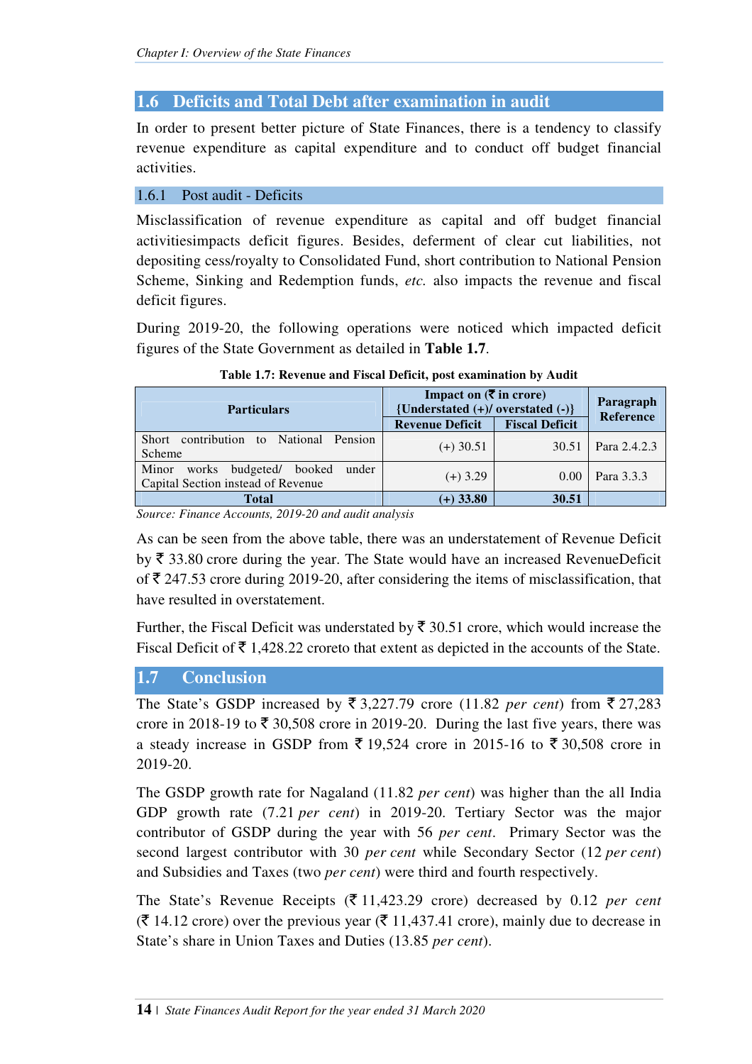## 1.6 Deficits and Total Debt after examination in audit

In order to present better picture of State Finances, there is a tendency to classify revenue expenditure as capital expenditure and to conduct off budget financial activities.

### 1.6.1 Post audit - Deficits

Misclassification of revenue expenditure as capital and off budget financial activitiesimpacts deficit figures. Besides, deferment of clear cut liabilities, not depositing cess/royalty to Consolidated Fund, short contribution to National Pension Scheme, Sinking and Redemption funds, *etc.* also impacts the revenue and fiscal deficit figures.

During 2019-20, the following operations were noticed which impacted deficit figures of the State Government as detailed in **Table 1.7**.

**Table 1.7: Revenue and Fiscal Deficit, post examination by Audit**

| Particulars | Impact on (₹ in crore) {Understated (+)/ overstated (-)} | | Paragraph Reference |
|---|---|---|---|
| | Revenue Deficit | Fiscal Deficit | |
| Short contribution to National Pension Scheme | (+) 30.51 | 30.51 | Para 2.4.2.3 |
| Minor works budgeted/ booked under Capital Section instead of Revenue | (+) 3.29 | 0.00 | Para 3.3.3 |
| **Total** | **(+) 33.80** | **30.51** | |

*Source: Finance Accounts, 2019-20 and audit analysis*

As can be seen from the above table, there was an understatement of Revenue Deficit by ₹ 33.80 crore during the year. The State would have an increased RevenueDeficit of ₹ 247.53 crore during 2019-20, after considering the items of misclassification, that have resulted in overstatement.

Further, the Fiscal Deficit was understated by ₹ 30.51 crore, which would increase the Fiscal Deficit of ₹ 1,428.22 croreto that extent as depicted in the accounts of the State.

## 1.7 Conclusion

The State's GSDP increased by ₹ 3,227.79 crore (11.82 *per cent*) from ₹ 27,283 crore in 2018-19 to ₹ 30,508 crore in 2019-20. During the last five years, there was a steady increase in GSDP from ₹ 19,524 crore in 2015-16 to ₹ 30,508 crore in 2019-20.

The GSDP growth rate for Nagaland (11.82 *per cent*) was higher than the all India GDP growth rate (7.21 *per cent*) in 2019-20. Tertiary Sector was the major contributor of GSDP during the year with 56 *per cent*. Primary Sector was the second largest contributor with 30 *per cent* while Secondary Sector (12 *per cent*) and Subsidies and Taxes (two *per cent*) were third and fourth respectively.

The State's Revenue Receipts (₹ 11,423.29 crore) decreased by 0.12 *per cent* (₹ 14.12 crore) over the previous year (₹ 11,437.41 crore), mainly due to decrease in State's share in Union Taxes and Duties (13.85 *per cent*).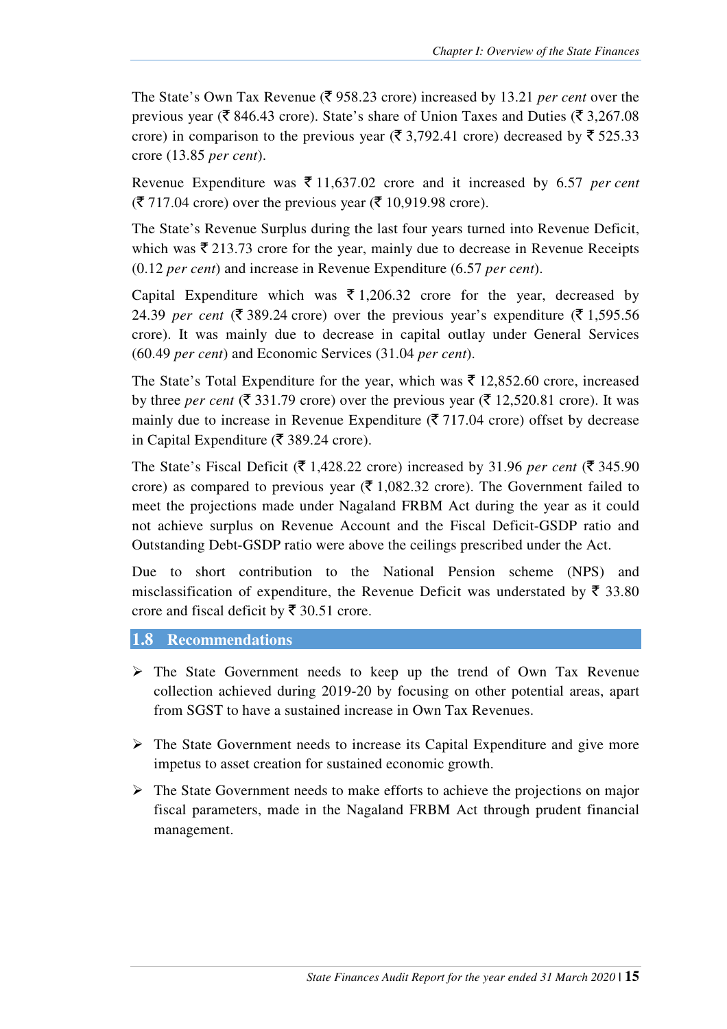The State's Own Tax Revenue (₹ 958.23 crore) increased by 13.21 *per cent* over the previous year (₹ 846.43 crore). State's share of Union Taxes and Duties (₹ 3,267.08 crore) in comparison to the previous year (₹ 3,792.41 crore) decreased by ₹ 525.33 crore (13.85 *per cent*).

Revenue Expenditure was ₹ 11,637.02 crore and it increased by 6.57 *per cent* (₹ 717.04 crore) over the previous year (₹ 10,919.98 crore).

The State's Revenue Surplus during the last four years turned into Revenue Deficit, which was ₹ 213.73 crore for the year, mainly due to decrease in Revenue Receipts (0.12 *per cent*) and increase in Revenue Expenditure (6.57 *per cent*).

Capital Expenditure which was ₹ 1,206.32 crore for the year, decreased by 24.39 *per cent* (₹ 389.24 crore) over the previous year's expenditure (₹ 1,595.56 crore). It was mainly due to decrease in capital outlay under General Services (60.49 *per cent*) and Economic Services (31.04 *per cent*).

The State's Total Expenditure for the year, which was ₹ 12,852.60 crore, increased by three *per cent* (₹ 331.79 crore) over the previous year (₹ 12,520.81 crore). It was mainly due to increase in Revenue Expenditure (₹ 717.04 crore) offset by decrease in Capital Expenditure (₹ 389.24 crore).

The State's Fiscal Deficit (₹ 1,428.22 crore) increased by 31.96 *per cent* (₹ 345.90 crore) as compared to previous year (₹ 1,082.32 crore). The Government failed to meet the projections made under Nagaland FRBM Act during the year as it could not achieve surplus on Revenue Account and the Fiscal Deficit-GSDP ratio and Outstanding Debt-GSDP ratio were above the ceilings prescribed under the Act.

Due to short contribution to the National Pension scheme (NPS) and misclassification of expenditure, the Revenue Deficit was understated by ₹ 33.80 crore and fiscal deficit by ₹ 30.51 crore.

## 1.8 Recommendations

- The State Government needs to keep up the trend of Own Tax Revenue collection achieved during 2019-20 by focusing on other potential areas, apart from SGST to have a sustained increase in Own Tax Revenues.
- The State Government needs to increase its Capital Expenditure and give more impetus to asset creation for sustained economic growth.
- The State Government needs to make efforts to achieve the projections on major fiscal parameters, made in the Nagaland FRBM Act through prudent financial management.